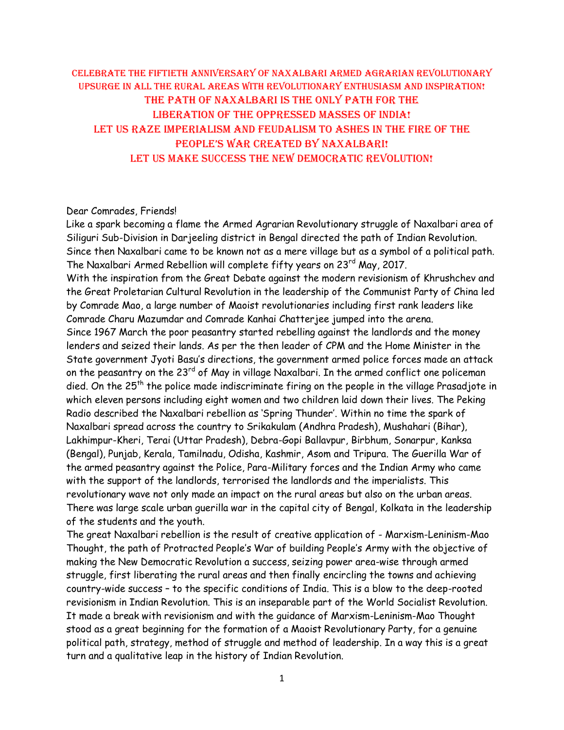# Celebrate the Fiftieth Anniversary of Naxalbari Armed Agrarian Revolutionary Upsurge in all the Rural Areas with Revolutionary Enthusiasm and Inspiration!

## The Path of Naxalbari is the Only Path for the Liberation of the Oppressed Masses of India!

## Let us Raze Imperialism and Feudalism to Ashes in the Fire of the People's War created by Naxalbari!

## Let us Make Success the New Democratic Revolution!

Dear Comrades, Friends!

Like a spark becoming a flame the Armed Agrarian Revolutionary struggle of Naxalbari area of Siliguri Sub-Division in Darjeeling district in Bengal directed the path of Indian Revolution. Since then Naxalbari came to be known not as a mere village but as a symbol of a political path. The Naxalbari Armed Rebellion will complete fifty years on 23rd May, 2017.

With the inspiration from the Great Debate against the modern revisionism of Khrushchev and the Great Proletarian Cultural Revolution in the leadership of the Communist Party of China led by Comrade Mao, a large number of Maoist revolutionaries including first rank leaders like Comrade Charu Mazumdar and Comrade Kanhai Chatterjee jumped into the arena.

Since 1967 March the poor peasantry started rebelling against the landlords and the money lenders and seized their lands. As per the then leader of CPM and the Home Minister in the State government Jyoti Basu's directions, the government armed police forces made an attack on the peasantry on the 23rd of May in village Naxalbari. In the armed conflict one policeman died. On the 25th the police made indiscriminate firing on the people in the village Prasadjote in which eleven persons including eight women and two children laid down their lives. The Peking Radio described the Naxalbari rebellion as 'Spring Thunder'. Within no time the spark of Naxalbari spread across the country to Srikakulam (Andhra Pradesh), Mushahari (Bihar), Lakhimpur-Kheri, Terai (Uttar Pradesh), Debra-Gopi Ballavpur, Birbhum, Sonarpur, Kanksa (Bengal), Punjab, Kerala, Tamilnadu, Odisha, Kashmir, Asom and Tripura. The Guerilla War of the armed peasantry against the Police, Para-Military forces and the Indian Army who came with the support of the landlords, terrorised the landlords and the imperialists. This revolutionary wave not only made an impact on the rural areas but also on the urban areas. There was large scale urban guerilla war in the capital city of Bengal, Kolkata in the leadership of the students and the youth.

The great Naxalbari rebellion is the result of creative application of - Marxism-Leninism-Mao Thought, the path of Protracted People's War of building People's Army with the objective of making the New Democratic Revolution a success, seizing power area-wise through armed struggle, first liberating the rural areas and then finally encircling the towns and achieving country-wide success – to the specific conditions of India. This is a blow to the deep-rooted revisionism in Indian Revolution. This is an inseparable part of the World Socialist Revolution. It made a break with revisionism and with the guidance of Marxism-Leninism-Mao Thought stood as a great beginning for the formation of a Maoist Revolutionary Party, for a genuine political path, strategy, method of struggle and method of leadership. In a way this is a great turn and a qualitative leap in the history of Indian Revolution.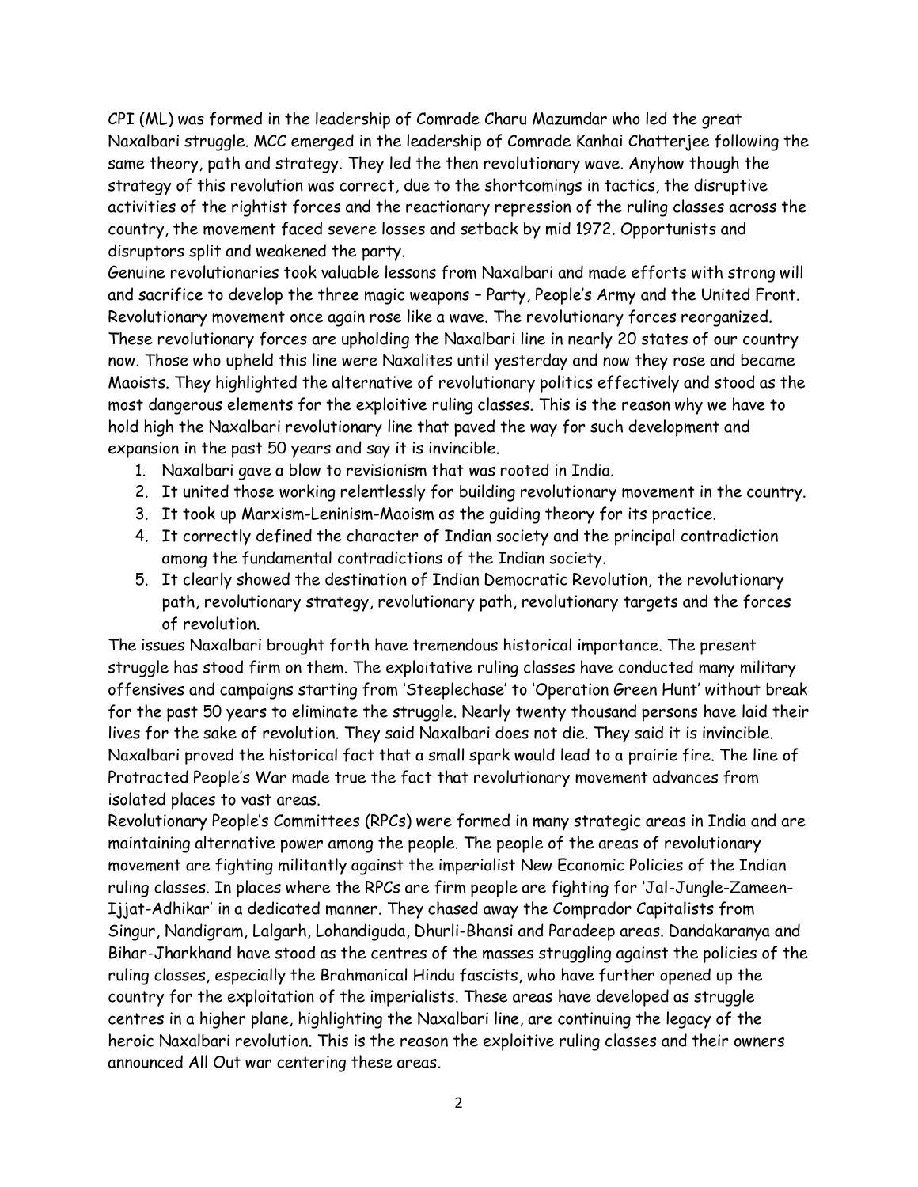CPI (ML) was formed in the leadership of Comrade Charu Mazumdar who led the great Naxalbari struggle. MCC emerged in the leadership of Comrade Kanhai Chatterjee following the same theory, path and strategy. They led the then revolutionary wave. Anyhow though the strategy of this revolution was correct, due to the shortcomings in tactics, the disruptive activities of the rightist forces and the reactionary repression of the ruling classes across the country, the movement faced severe losses and setback by mid 1972. Opportunists and disruptors split and weakened the party.

Genuine revolutionaries took valuable lessons from Naxalbari and made efforts with strong will and sacrifice to develop the three magic weapons – Party, People's Army and the United Front. Revolutionary movement once again rose like a wave. The revolutionary forces reorganized. These revolutionary forces are upholding the Naxalbari line in nearly 20 states of our country now. Those who upheld this line were Naxalites until yesterday and now they rose and became Maoists. They highlighted the alternative of revolutionary politics effectively and stood as the most dangerous elements for the exploitive ruling classes. This is the reason why we have to hold high the Naxalbari revolutionary line that paved the way for such development and expansion in the past 50 years and say it is invincible.

1. Naxalbari gave a blow to revisionism that was rooted in India.
2. It united those working relentlessly for building revolutionary movement in the country.
3. It took up Marxism-Leninism-Maoism as the guiding theory for its practice.
4. It correctly defined the character of Indian society and the principal contradiction among the fundamental contradictions of the Indian society.
5. It clearly showed the destination of Indian Democratic Revolution, the revolutionary path, revolutionary strategy, revolutionary path, revolutionary targets and the forces of revolution.

The issues Naxalbari brought forth have tremendous historical importance. The present struggle has stood firm on them. The exploitative ruling classes have conducted many military offensives and campaigns starting from 'Steeplechase' to 'Operation Green Hunt' without break for the past 50 years to eliminate the struggle. Nearly twenty thousand persons have laid their lives for the sake of revolution. They said Naxalbari does not die. They said it is invincible. Naxalbari proved the historical fact that a small spark would lead to a prairie fire. The line of Protracted People's War made true the fact that revolutionary movement advances from isolated places to vast areas.

Revolutionary People's Committees (RPCs) were formed in many strategic areas in India and are maintaining alternative power among the people. The people of the areas of revolutionary movement are fighting militantly against the imperialist New Economic Policies of the Indian ruling classes. In places where the RPCs are firm people are fighting for 'Jal-Jungle-Zameen-Ijjat-Adhikar' in a dedicated manner. They chased away the Comprador Capitalists from Singur, Nandigram, Lalgarh, Lohandiguda, Dhurli-Bhansi and Paradeep areas. Dandakaranya and Bihar-Jharkhand have stood as the centres of the masses struggling against the policies of the ruling classes, especially the Brahmanical Hindu fascists, who have further opened up the country for the exploitation of the imperialists. These areas have developed as struggle centres in a higher plane, highlighting the Naxalbari line, are continuing the legacy of the heroic Naxalbari revolution. This is the reason the exploitive ruling classes and their owners announced All Out war centering these areas.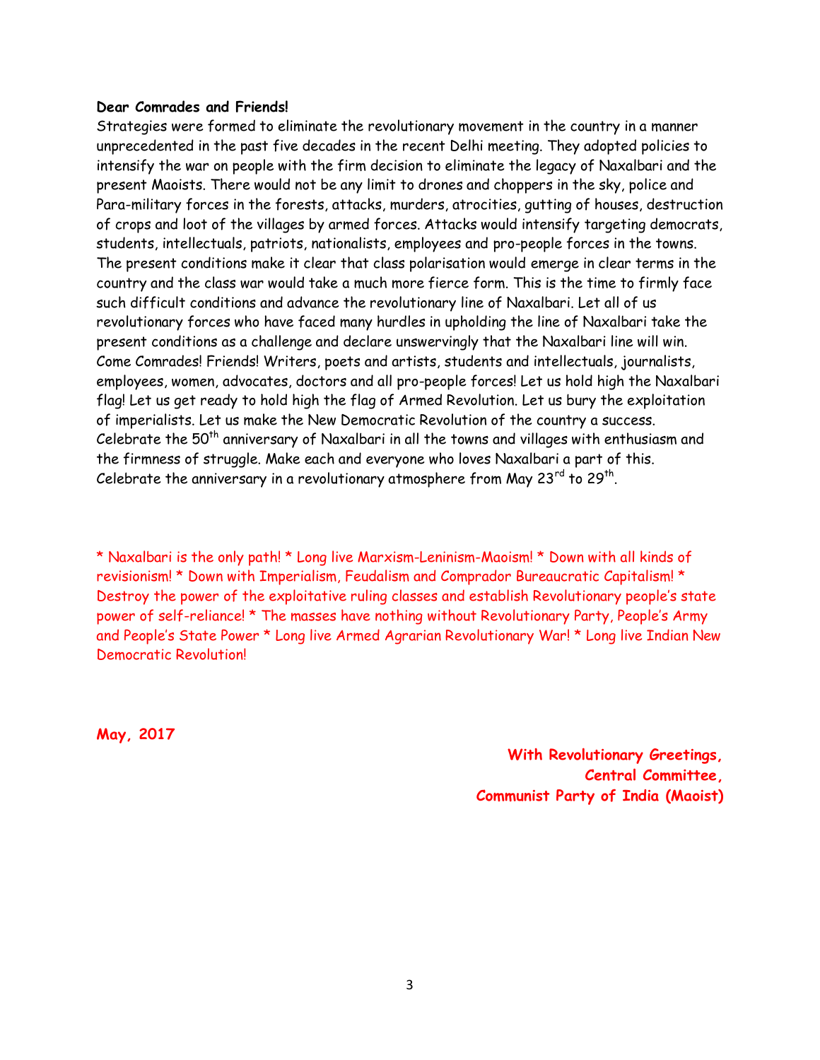**Dear Comrades and Friends!**

Strategies were formed to eliminate the revolutionary movement in the country in a manner unprecedented in the past five decades in the recent Delhi meeting. They adopted policies to intensify the war on people with the firm decision to eliminate the legacy of Naxalbari and the present Maoists. There would not be any limit to drones and choppers in the sky, police and Para-military forces in the forests, attacks, murders, atrocities, gutting of houses, destruction of crops and loot of the villages by armed forces. Attacks would intensify targeting democrats, students, intellectuals, patriots, nationalists, employees and pro-people forces in the towns. The present conditions make it clear that class polarisation would emerge in clear terms in the country and the class war would take a much more fierce form. This is the time to firmly face such difficult conditions and advance the revolutionary line of Naxalbari. Let all of us revolutionary forces who have faced many hurdles in upholding the line of Naxalbari take the present conditions as a challenge and declare unswervingly that the Naxalbari line will win. Come Comrades! Friends! Writers, poets and artists, students and intellectuals, journalists, employees, women, advocates, doctors and all pro-people forces! Let us hold high the Naxalbari flag! Let us get ready to hold high the flag of Armed Revolution. Let us bury the exploitation of imperialists. Let us make the New Democratic Revolution of the country a success. Celebrate the 50th anniversary of Naxalbari in all the towns and villages with enthusiasm and the firmness of struggle. Make each and everyone who loves Naxalbari a part of this. Celebrate the anniversary in a revolutionary atmosphere from May 23rd to 29th.

* Naxalbari is the only path! * Long live Marxism-Leninism-Maoism! * Down with all kinds of revisionism! * Down with Imperialism, Feudalism and Comprador Bureaucratic Capitalism! * Destroy the power of the exploitative ruling classes and establish Revolutionary people's state power of self-reliance! * The masses have nothing without Revolutionary Party, People's Army and People's State Power * Long live Armed Agrarian Revolutionary War! * Long live Indian New Democratic Revolution!

**May, 2017**

**With Revolutionary Greetings,**
**Central Committee,**
**Communist Party of India (Maoist)**